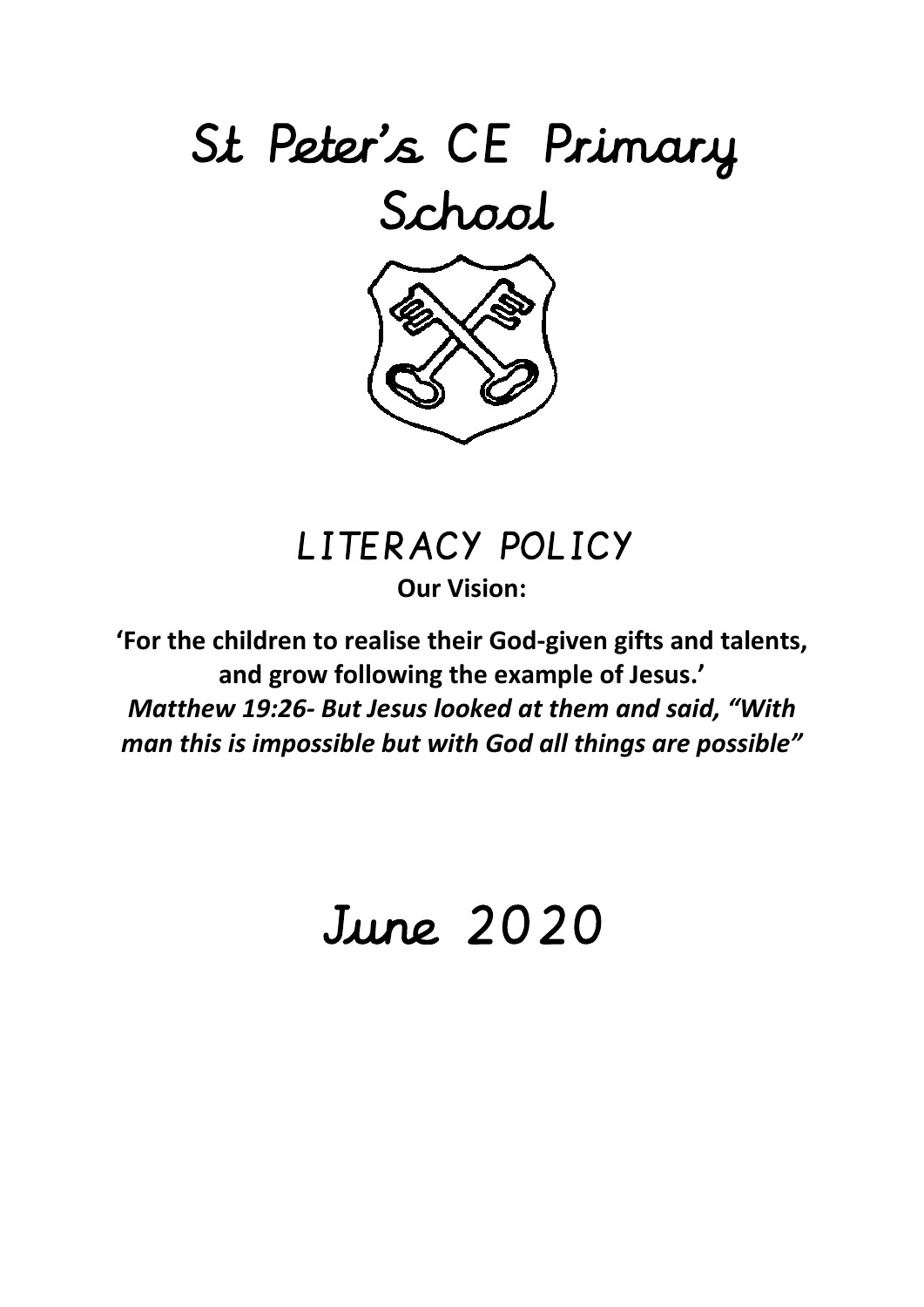# St Peter's CE Primary School

## LITERACY POLICY

**Our Vision:**

**'For the children to realise their God-given gifts and talents, and grow following the example of Jesus.'**

***Matthew 19:26- But Jesus looked at them and said, "With man this is impossible but with God all things are possible"***

# June 2020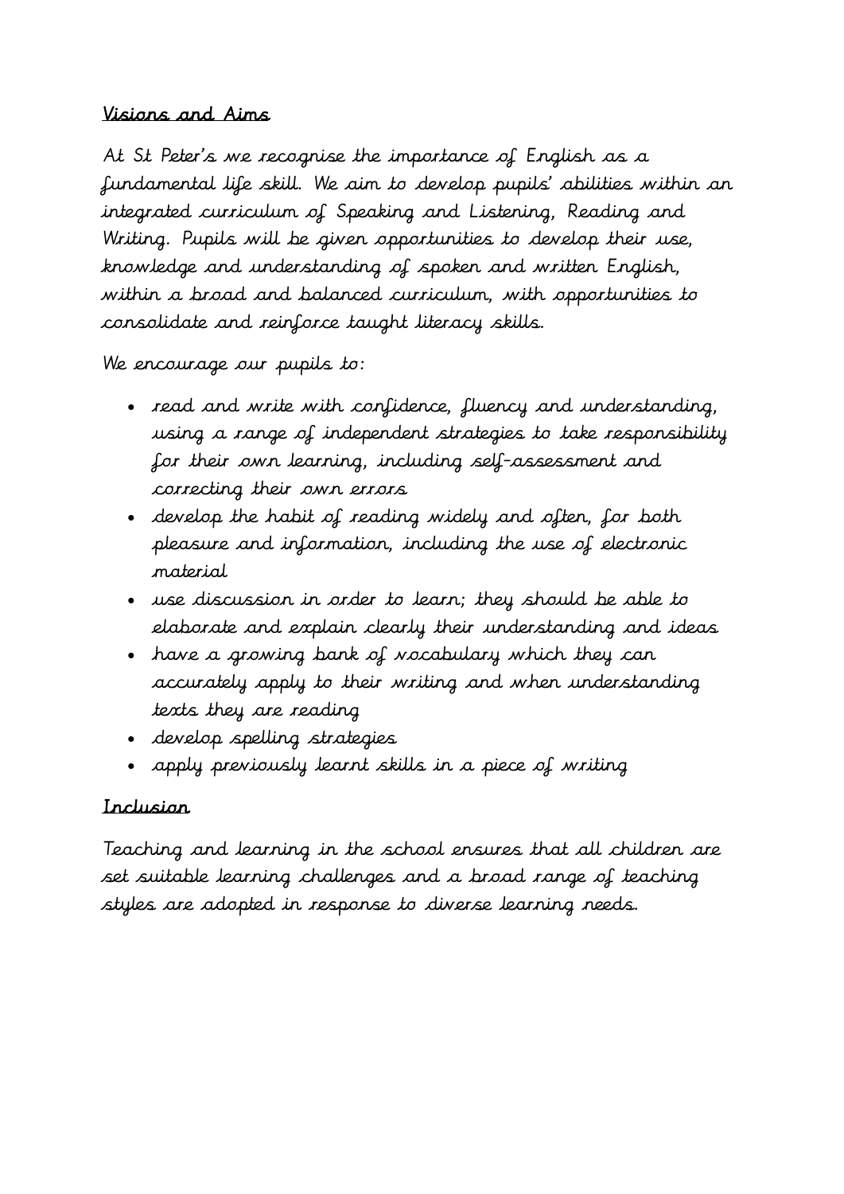## Visions and Aims

At St Peter's we recognise the importance of English as a fundamental life skill. We aim to develop pupils' abilities within an integrated curriculum of Speaking and Listening, Reading and Writing. Pupils will be given opportunities to develop their use, knowledge and understanding of spoken and written English, within a broad and balanced curriculum, with opportunities to consolidate and reinforce taught literacy skills.

We encourage our pupils to:

- read and write with confidence, fluency and understanding, using a range of independent strategies to take responsibility for their own learning, including self-assessment and correcting their own errors
- develop the habit of reading widely and often, for both pleasure and information, including the use of electronic material
- use discussion in order to learn; they should be able to elaborate and explain clearly their understanding and ideas
- have a growing bank of vocabulary which they can accurately apply to their writing and when understanding texts they are reading
- develop spelling strategies
- apply previously learnt skills in a piece of writing

## Inclusion

Teaching and learning in the school ensures that all children are set suitable learning challenges and a broad range of teaching styles are adopted in response to diverse learning needs.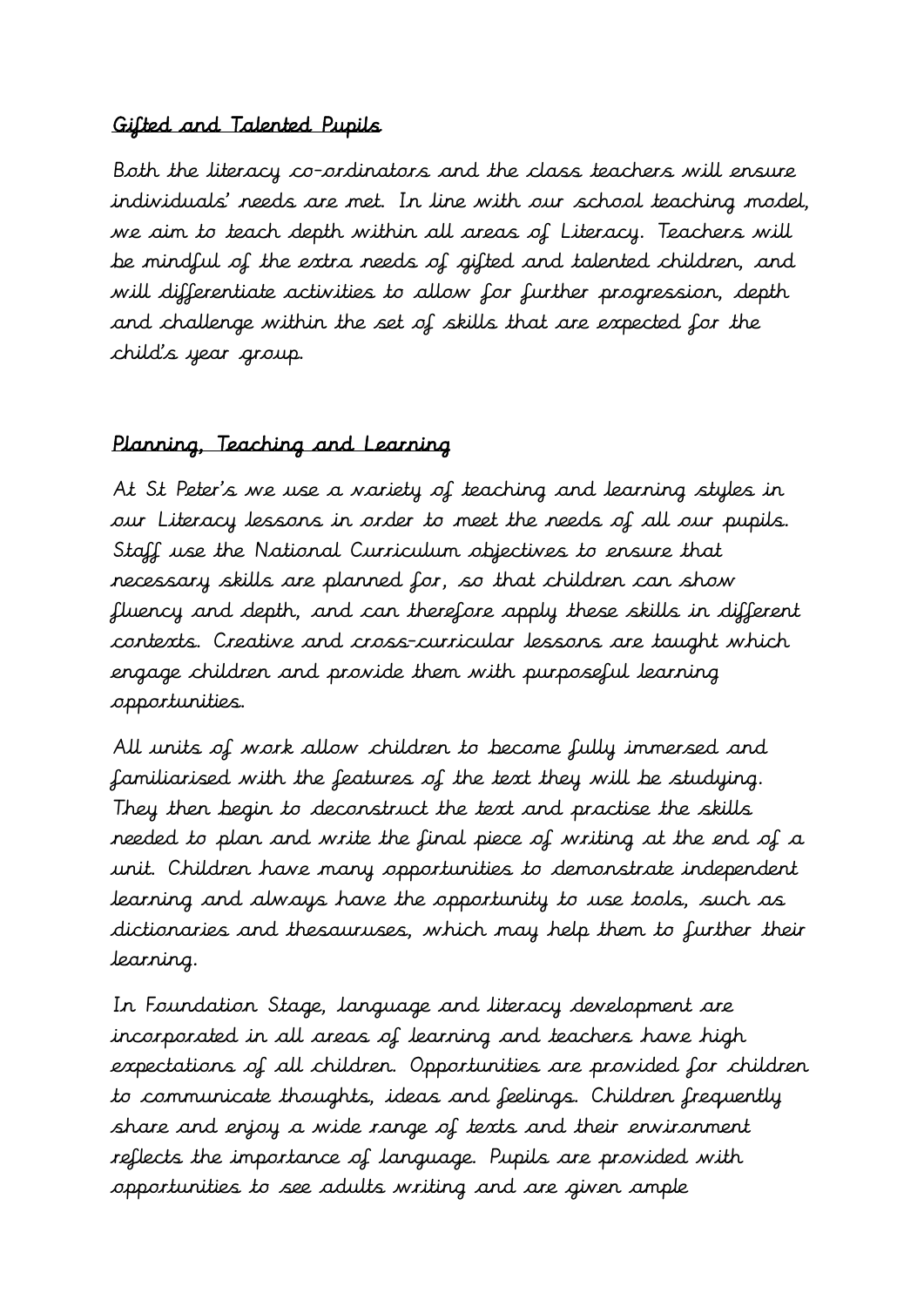## Gifted and Talented Pupils

Both the literacy co-ordinators and the class teachers will ensure individuals' needs are met. In line with our school teaching model, we aim to teach depth within all areas of Literacy. Teachers will be mindful of the extra needs of gifted and talented children, and will differentiate activities to allow for further progression, depth and challenge within the set of skills that are expected for the child's year group.

## Planning, Teaching and Learning

At St Peter's we use a variety of teaching and learning styles in our Literacy lessons in order to meet the needs of all our pupils. Staff use the National Curriculum objectives to ensure that necessary skills are planned for, so that children can show fluency and depth, and can therefore apply these skills in different contexts. Creative and cross-curricular lessons are taught which engage children and provide them with purposeful learning opportunities.

All units of work allow children to become fully immersed and familiarised with the features of the text they will be studying. They then begin to deconstruct the text and practise the skills needed to plan and write the final piece of writing at the end of a unit. Children have many opportunities to demonstrate independent learning and always have the opportunity to use tools, such as dictionaries and thesauruses, which may help them to further their learning.

In Foundation Stage, language and literacy development are incorporated in all areas of learning and teachers have high expectations of all children. Opportunities are provided for children to communicate thoughts, ideas and feelings. Children frequently share and enjoy a wide range of texts and their environment reflects the importance of language. Pupils are provided with opportunities to see adults writing and are given ample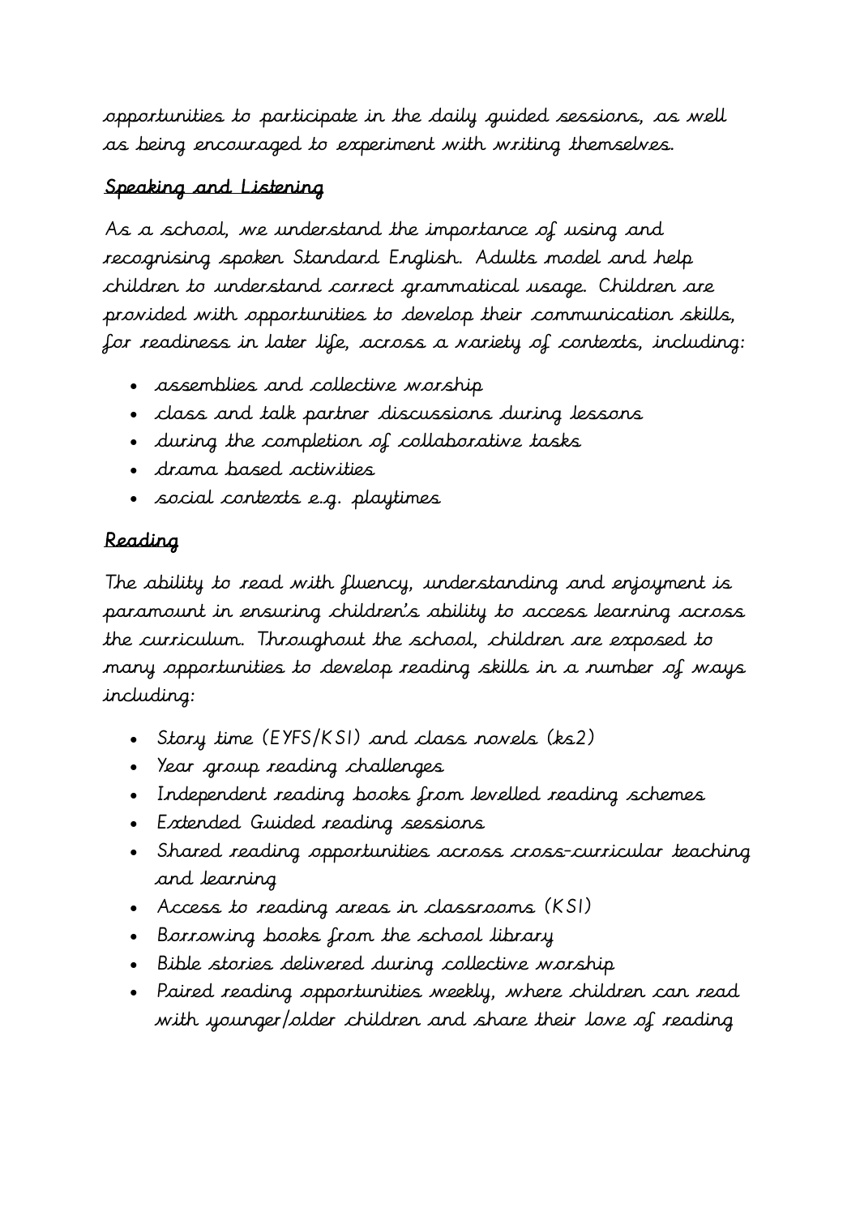opportunities to participate in the daily guided sessions, as well as being encouraged to experiment with writing themselves.

## Speaking and Listening

As a school, we understand the importance of using and recognising spoken Standard English. Adults model and help children to understand correct grammatical usage. Children are provided with opportunities to develop their communication skills, for readiness in later life, across a variety of contexts, including:

- assemblies and collective worship
- class and talk partner discussions during lessons
- during the completion of collaborative tasks
- drama based activities
- social contexts e.g. playtimes

## Reading

The ability to read with fluency, understanding and enjoyment is paramount in ensuring children's ability to access learning across the curriculum. Throughout the school, children are exposed to many opportunities to develop reading skills in a number of ways including:

- Story time (EYFS/KS1) and class novels (ks2)
- Year group reading challenges
- Independent reading books from levelled reading schemes
- Extended Guided reading sessions
- Shared reading opportunities across cross-curricular teaching and learning
- Access to reading areas in classrooms (KS1)
- Borrowing books from the school library
- Bible stories delivered during collective worship
- Paired reading opportunities weekly, where children can read with younger/older children and share their love of reading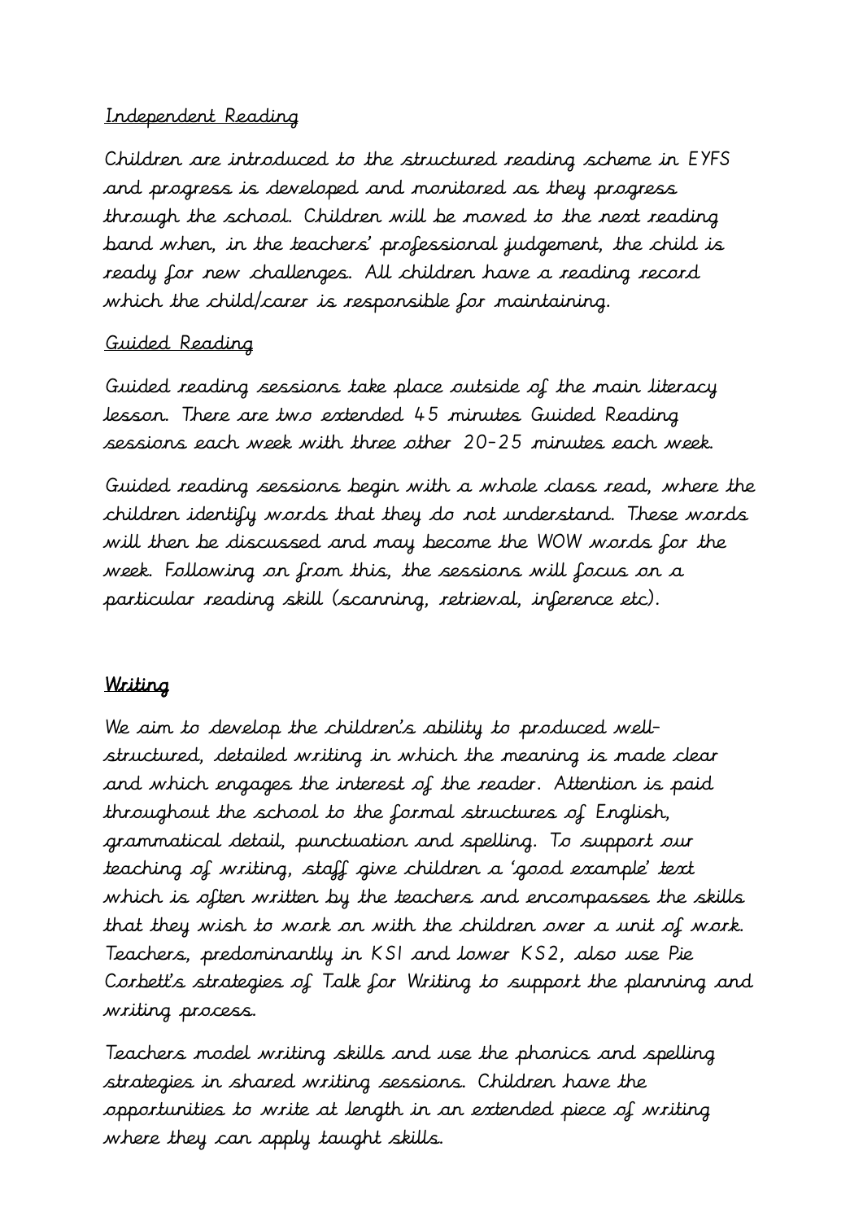Independent Reading

Children are introduced to the structured reading scheme in EYFS and progress is developed and monitored as they progress through the school. Children will be moved to the next reading band when, in the teachers' professional judgement, the child is ready for new challenges. All children have a reading record which the child/carer is responsible for maintaining.

Guided Reading

Guided reading sessions take place outside of the main literacy lesson. There are two extended 45 minutes Guided Reading sessions each week with three other 20-25 minutes each week.

Guided reading sessions begin with a whole class read, where the children identify words that they do not understand. These words will then be discussed and may become the WOW words for the week. Following on from this, the sessions will focus on a particular reading skill (scanning, retrieval, inference etc).

## Writing

We aim to develop the children's ability to produced well-structured, detailed writing in which the meaning is made clear and which engages the interest of the reader. Attention is paid throughout the school to the formal structures of English, grammatical detail, punctuation and spelling. To support our teaching of writing, staff give children a 'good example' text which is often written by the teachers and encompasses the skills that they wish to work on with the children over a unit of work. Teachers, predominantly in KS1 and lower KS2, also use Pie Corbett's strategies of Talk for Writing to support the planning and writing process.

Teachers model writing skills and use the phonics and spelling strategies in shared writing sessions. Children have the opportunities to write at length in an extended piece of writing where they can apply taught skills.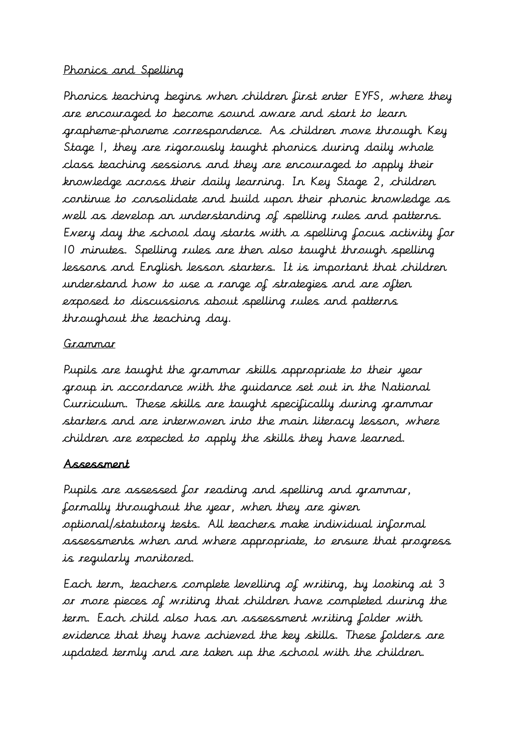## Phonics and Spelling

Phonics teaching begins when children first enter EYFS, where they are encouraged to become sound aware and start to learn grapheme-phoneme correspondence. As children move through Key Stage 1, they are rigorously taught phonics during daily whole class teaching sessions and they are encouraged to apply their knowledge across their daily learning. In Key Stage 2, children continue to consolidate and build upon their phonic knowledge as well as develop an understanding of spelling rules and patterns. Every day the school day starts with a spelling focus activity for 10 minutes. Spelling rules are then also taught through spelling lessons and English lesson starters. It is important that children understand how to use a range of strategies and are often exposed to discussions about spelling rules and patterns throughout the teaching day.

## Grammar

Pupils are taught the grammar skills appropriate to their year group in accordance with the guidance set out in the National Curriculum. These skills are taught specifically during grammar starters and are interwoven into the main literacy lesson, where children are expected to apply the skills they have learned.

## Assessment

Pupils are assessed for reading and spelling and grammar, formally throughout the year, when they are given optional/statutory tests. All teachers make individual informal assessments when and where appropriate, to ensure that progress is regularly monitored.

Each term, teachers complete levelling of writing, by looking at 3 or more pieces of writing that children have completed during the term. Each child also has an assessment writing folder with evidence that they have achieved the key skills. These folders are updated termly and are taken up the school with the children.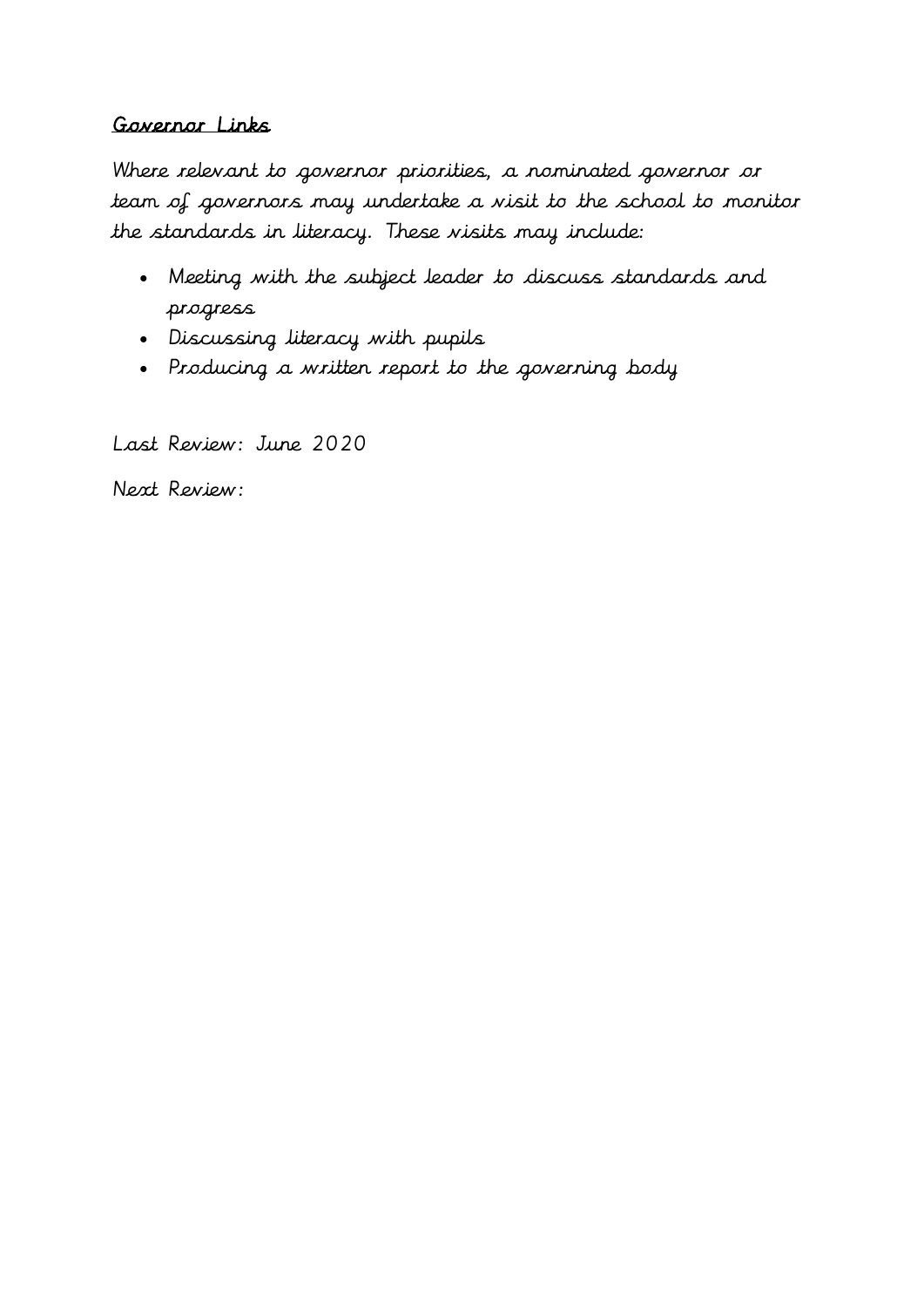## Governor Links

Where relevant to governor priorities, a nominated governor or team of governors may undertake a visit to the school to monitor the standards in literacy. These visits may include:

- Meeting with the subject leader to discuss standards and progress
- Discussing literacy with pupils
- Producing a written report to the governing body

Last Review: June 2020

Next Review: